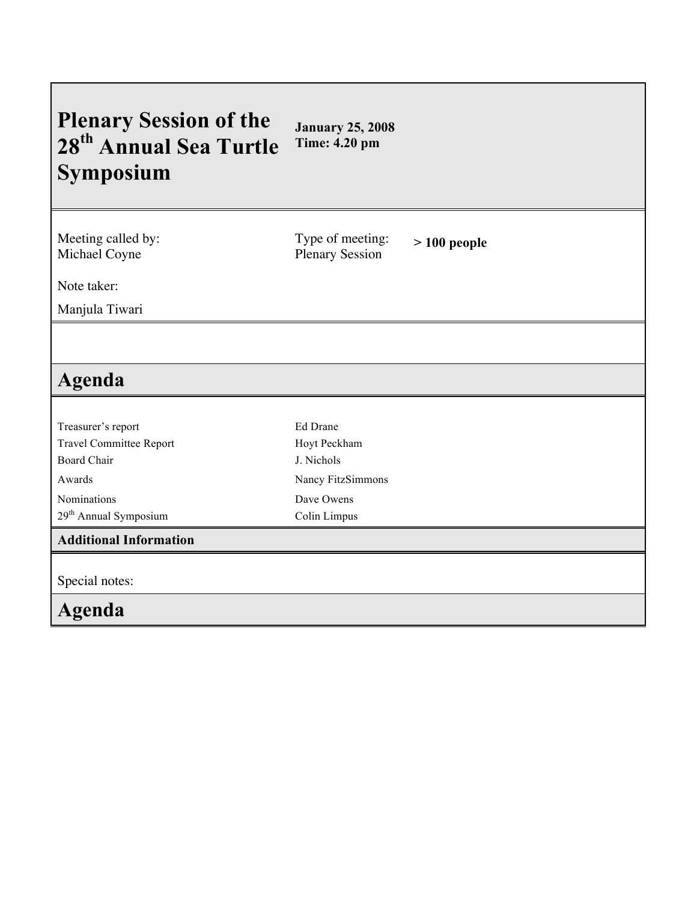# Plenary Session of the 28th Annual Sea Turtle Symposium

**January 25, 2008**
**Time: 4.20 pm**

Meeting called by:
Michael Coyne

Type of meeting:
Plenary Session

**> 100 people**

Note taker:

Manjula Tiwari

## Agenda

| | |
|---|---|
| Treasurer's report | Ed Drane |
| Travel Committee Report | Hoyt Peckham |
| Board Chair | J. Nichols |
| Awards | Nancy FitzSimmons |
| Nominations | Dave Owens |
| 29th Annual Symposium | Colin Limpus |

**Additional Information**

Special notes:

## Agenda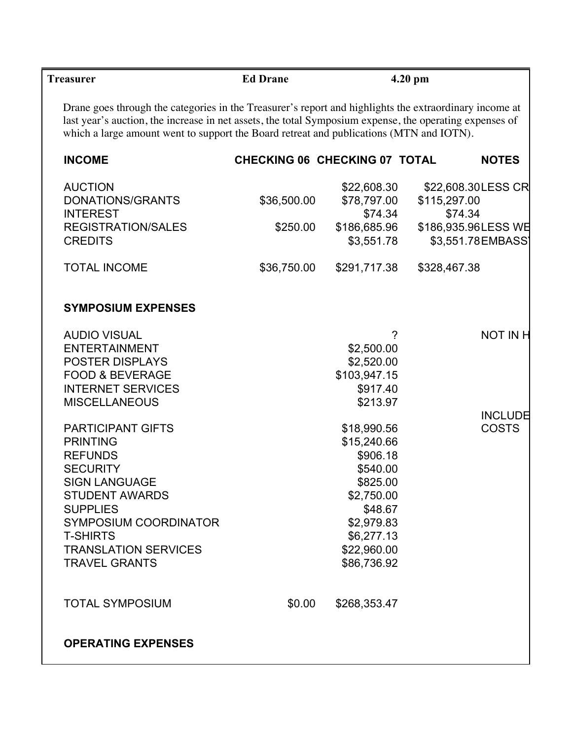**Treasurer** **Ed Drane** **4.20 pm**

Drane goes through the categories in the Treasurer's report and highlights the extraordinary income at last year's auction, the increase in net assets, the total Symposium expense, the operating expenses of which a large amount went to support the Board retreat and publications (MTN and IOTN).

| **INCOME** | **CHECKING 06** | **CHECKING 07** | **TOTAL** | **NOTES** |
|---|---|---|---|---|
| AUCTION | | $22,608.30 | $22,608.30 | LESS CR |
| DONATIONS/GRANTS | $36,500.00 | $78,797.00 | $115,297.00 | |
| INTEREST | | $74.34 | $74.34 | |
| REGISTRATION/SALES | $250.00 | $186,685.96 | $186,935.96 | LESS WE |
| CREDITS | | $3,551.78 | $3,551.78 | EMBASS |
| TOTAL INCOME | $36,750.00 | $291,717.38 | $328,467.38 | |
| **SYMPOSIUM EXPENSES** | | | | |
| AUDIO VISUAL | | ? | | NOT IN H |
| ENTERTAINMENT | | $2,500.00 | | |
| POSTER DISPLAYS | | $2,520.00 | | |
| FOOD & BEVERAGE | | $103,947.15 | | |
| INTERNET SERVICES | | $917.40 | | |
| MISCELLANEOUS | | $213.97 | | |
| PARTICIPANT GIFTS | | $18,990.56 | | INCLUDE COSTS |
| PRINTING | | $15,240.66 | | |
| REFUNDS | | $906.18 | | |
| SECURITY | | $540.00 | | |
| SIGN LANGUAGE | | $825.00 | | |
| STUDENT AWARDS | | $2,750.00 | | |
| SUPPLIES | | $48.67 | | |
| SYMPOSIUM COORDINATOR | | $2,979.83 | | |
| T-SHIRTS | | $6,277.13 | | |
| TRANSLATION SERVICES | | $22,960.00 | | |
| TRAVEL GRANTS | | $86,736.92 | | |
| TOTAL SYMPOSIUM | $0.00 | $268,353.47 | | |

**OPERATING EXPENSES**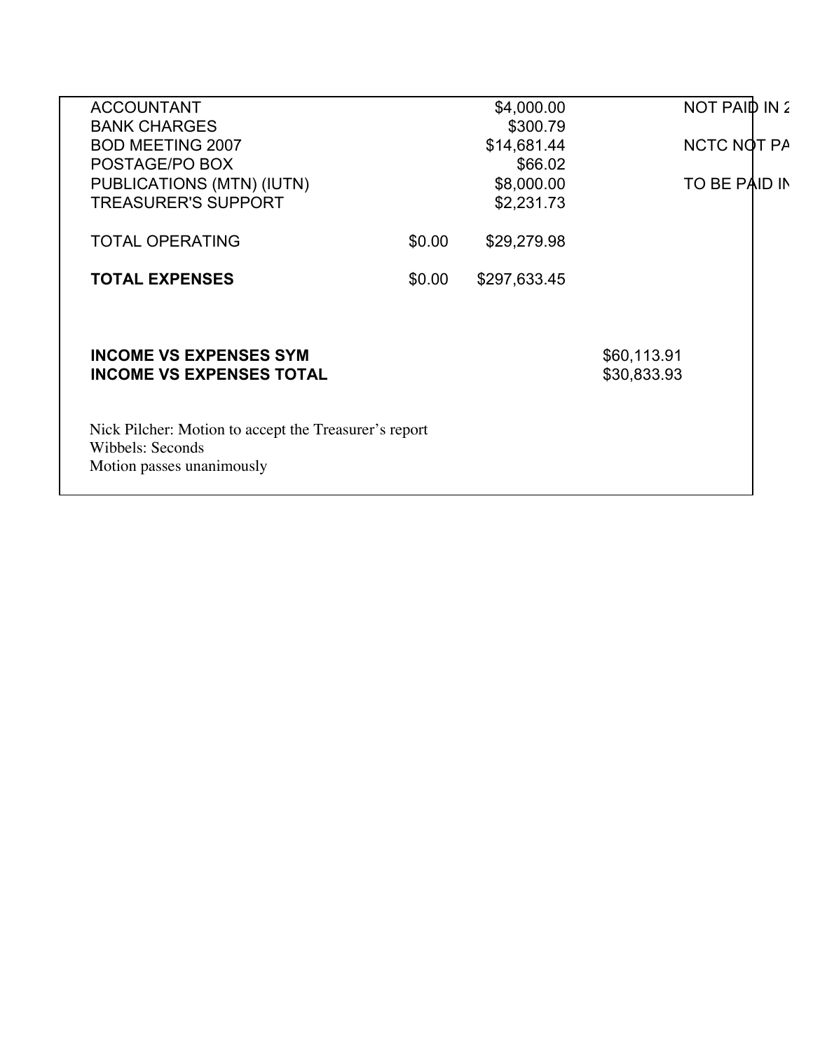| | | | | |
|---|---|---|---|---|
| ACCOUNTANT | | $4,000.00 | | NOT PAID IN 2 |
| BANK CHARGES | | $300.79 | | |
| BOD MEETING 2007 | | $14,681.44 | | NCTC NOT PA |
| POSTAGE/PO BOX | | $66.02 | | |
| PUBLICATIONS (MTN) (IUTN) | | $8,000.00 | | TO BE PAID IN |
| TREASURER'S SUPPORT | | $2,231.73 | | |
| TOTAL OPERATING | $0.00 | $29,279.98 | | |
| **TOTAL EXPENSES** | $0.00 | $297,633.45 | | |
| **INCOME VS EXPENSES SYM** | | | $60,113.91 | |
| **INCOME VS EXPENSES TOTAL** | | | $30,833.93 | |

Nick Pilcher: Motion to accept the Treasurer's report
Wibbels: Seconds
Motion passes unanimously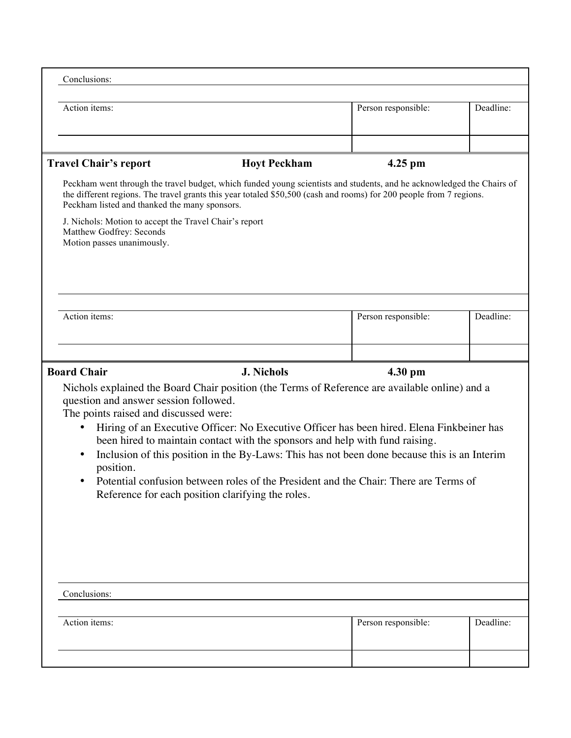Conclusions:

| Action items: | Person responsible: | Deadline: |
| --- | --- | --- |
| | | |

| **Travel Chair's report** | **Hoyt Peckham** | **4.25 pm** |
| --- | --- | --- |

Peckham went through the travel budget, which funded young scientists and students, and he acknowledged the Chairs of the different regions. The travel grants this year totaled $50,500 (cash and rooms) for 200 people from 7 regions. Peckham listed and thanked the many sponsors.

J. Nichols: Motion to accept the Travel Chair's report
Matthew Godfrey: Seconds
Motion passes unanimously.

| Action items: | Person responsible: | Deadline: |
| --- | --- | --- |
| | | |

| **Board Chair** | **J. Nichols** | **4.30 pm** |
| --- | --- | --- |

Nichols explained the Board Chair position (the Terms of Reference are available online) and a question and answer session followed.
The points raised and discussed were:

- Hiring of an Executive Officer: No Executive Officer has been hired. Elena Finkbeiner has been hired to maintain contact with the sponsors and help with fund raising.
- Inclusion of this position in the By-Laws: This has not been done because this is an Interim position.
- Potential confusion between roles of the President and the Chair: There are Terms of Reference for each position clarifying the roles.

Conclusions:

| Action items: | Person responsible: | Deadline: |
| --- | --- | --- |
| | | |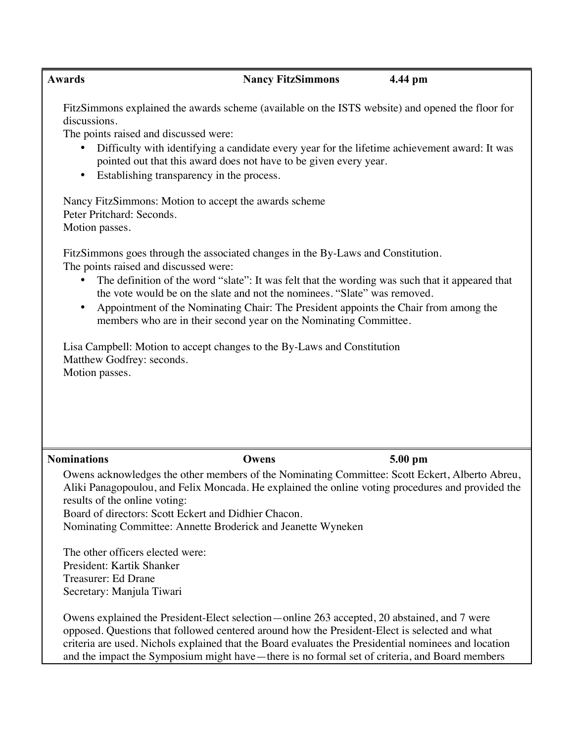| **Awards** | **Nancy FitzSimmons** | **4.44 pm** |
|---|---|---|

FitzSimmons explained the awards scheme (available on the ISTS website) and opened the floor for discussions.

The points raised and discussed were:

- Difficulty with identifying a candidate every year for the lifetime achievement award: It was pointed out that this award does not have to be given every year.
- Establishing transparency in the process.

Nancy FitzSimmons: Motion to accept the awards scheme
Peter Pritchard: Seconds.
Motion passes.

FitzSimmons goes through the associated changes in the By-Laws and Constitution.

The points raised and discussed were:

- The definition of the word "slate": It was felt that the wording was such that it appeared that the vote would be on the slate and not the nominees. "Slate" was removed.
- Appointment of the Nominating Chair: The President appoints the Chair from among the members who are in their second year on the Nominating Committee.

Lisa Campbell: Motion to accept changes to the By-Laws and Constitution
Matthew Godfrey: seconds.
Motion passes.

| **Nominations** | **Owens** | **5.00 pm** |
|---|---|---|

Owens acknowledges the other members of the Nominating Committee: Scott Eckert, Alberto Abreu, Aliki Panagopoulou, and Felix Moncada. He explained the online voting procedures and provided the results of the online voting:

Board of directors: Scott Eckert and Didhier Chacon.
Nominating Committee: Annette Broderick and Jeanette Wyneken

The other officers elected were:
President: Kartik Shanker
Treasurer: Ed Drane
Secretary: Manjula Tiwari

Owens explained the President-Elect selection—online 263 accepted, 20 abstained, and 7 were opposed. Questions that followed centered around how the President-Elect is selected and what criteria are used. Nichols explained that the Board evaluates the Presidential nominees and location and the impact the Symposium might have—there is no formal set of criteria, and Board members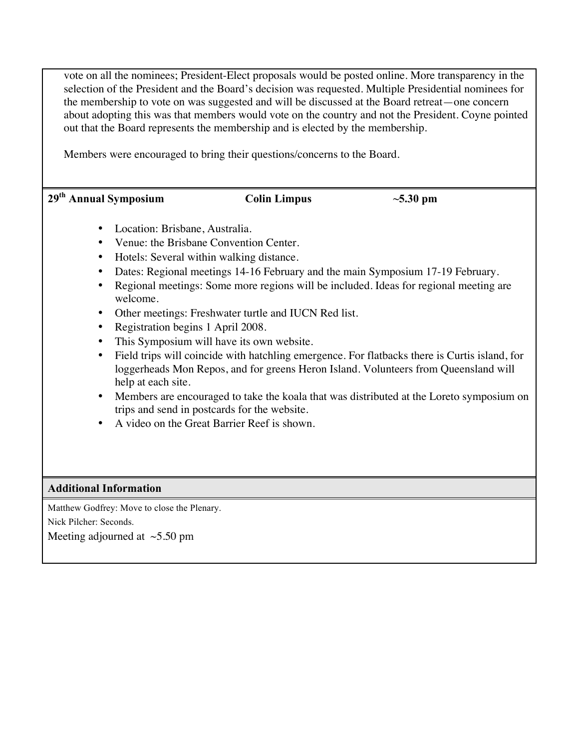vote on all the nominees; President-Elect proposals would be posted online. More transparency in the selection of the President and the Board's decision was requested. Multiple Presidential nominees for the membership to vote on was suggested and will be discussed at the Board retreat—one concern about adopting this was that members would vote on the country and not the President. Coyne pointed out that the Board represents the membership and is elected by the membership.

Members were encouraged to bring their questions/concerns to the Board.

| 29th Annual Symposium | Colin Limpus | ~5.30 pm |
|---|---|---|

- Location: Brisbane, Australia.
- Venue: the Brisbane Convention Center.
- Hotels: Several within walking distance.
- Dates: Regional meetings 14-16 February and the main Symposium 17-19 February.
- Regional meetings: Some more regions will be included. Ideas for regional meeting are welcome.
- Other meetings: Freshwater turtle and IUCN Red list.
- Registration begins 1 April 2008.
- This Symposium will have its own website.
- Field trips will coincide with hatchling emergence. For flatbacks there is Curtis island, for loggerheads Mon Repos, and for greens Heron Island. Volunteers from Queensland will help at each site.
- Members are encouraged to take the koala that was distributed at the Loreto symposium on trips and send in postcards for the website.
- A video on the Great Barrier Reef is shown.

**Additional Information**

Matthew Godfrey: Move to close the Plenary.

Nick Pilcher: Seconds.

Meeting adjourned at ~5.50 pm